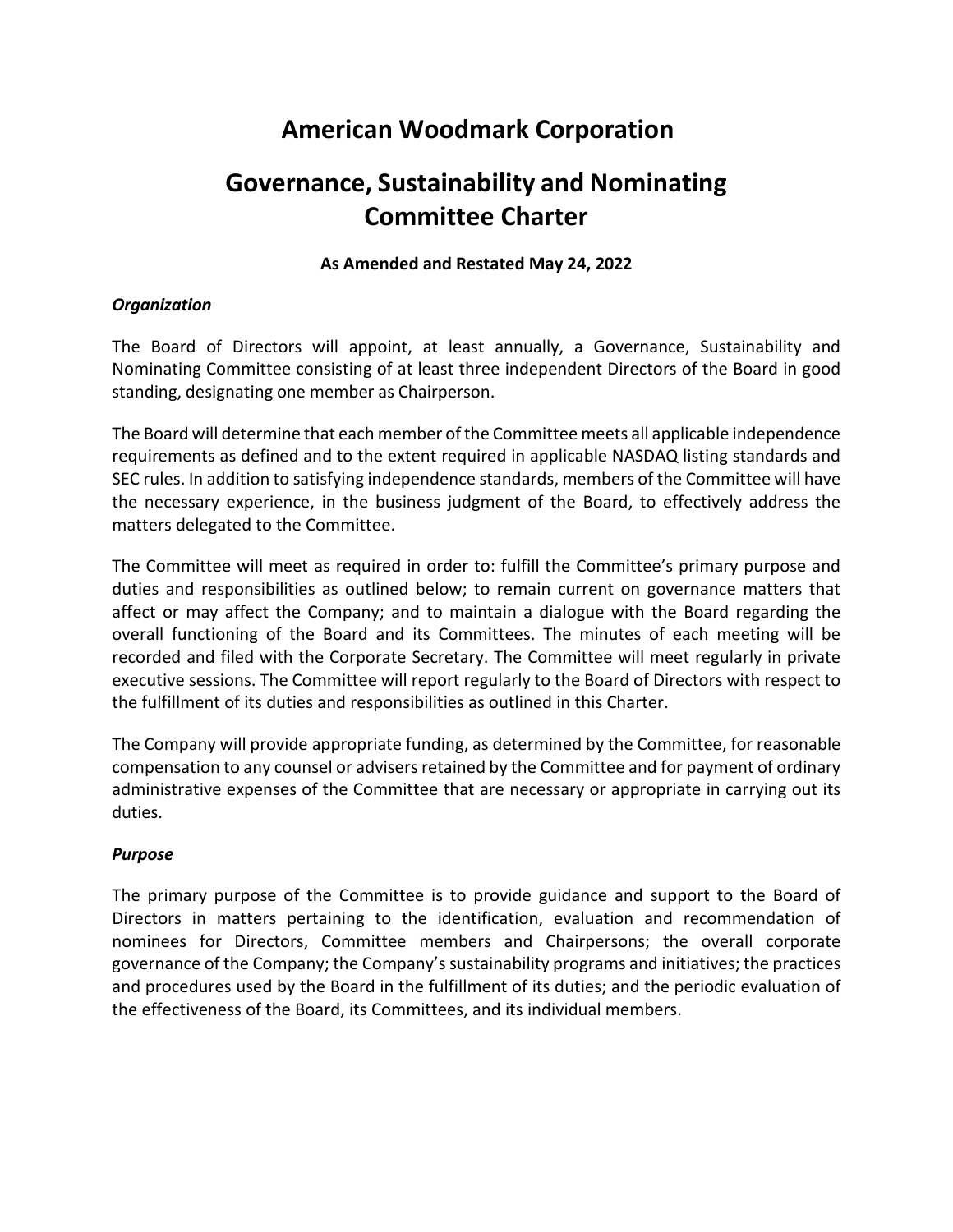# American Woodmark Corporation

# Governance, Sustainability and Nominating Committee Charter

**As Amended and Restated May 24, 2022**

***Organization***

The Board of Directors will appoint, at least annually, a Governance, Sustainability and Nominating Committee consisting of at least three independent Directors of the Board in good standing, designating one member as Chairperson.

The Board will determine that each member of the Committee meets all applicable independence requirements as defined and to the extent required in applicable NASDAQ listing standards and SEC rules. In addition to satisfying independence standards, members of the Committee will have the necessary experience, in the business judgment of the Board, to effectively address the matters delegated to the Committee.

The Committee will meet as required in order to: fulfill the Committee's primary purpose and duties and responsibilities as outlined below; to remain current on governance matters that affect or may affect the Company; and to maintain a dialogue with the Board regarding the overall functioning of the Board and its Committees. The minutes of each meeting will be recorded and filed with the Corporate Secretary. The Committee will meet regularly in private executive sessions. The Committee will report regularly to the Board of Directors with respect to the fulfillment of its duties and responsibilities as outlined in this Charter.

The Company will provide appropriate funding, as determined by the Committee, for reasonable compensation to any counsel or advisers retained by the Committee and for payment of ordinary administrative expenses of the Committee that are necessary or appropriate in carrying out its duties.

***Purpose***

The primary purpose of the Committee is to provide guidance and support to the Board of Directors in matters pertaining to the identification, evaluation and recommendation of nominees for Directors, Committee members and Chairpersons; the overall corporate governance of the Company; the Company's sustainability programs and initiatives; the practices and procedures used by the Board in the fulfillment of its duties; and the periodic evaluation of the effectiveness of the Board, its Committees, and its individual members.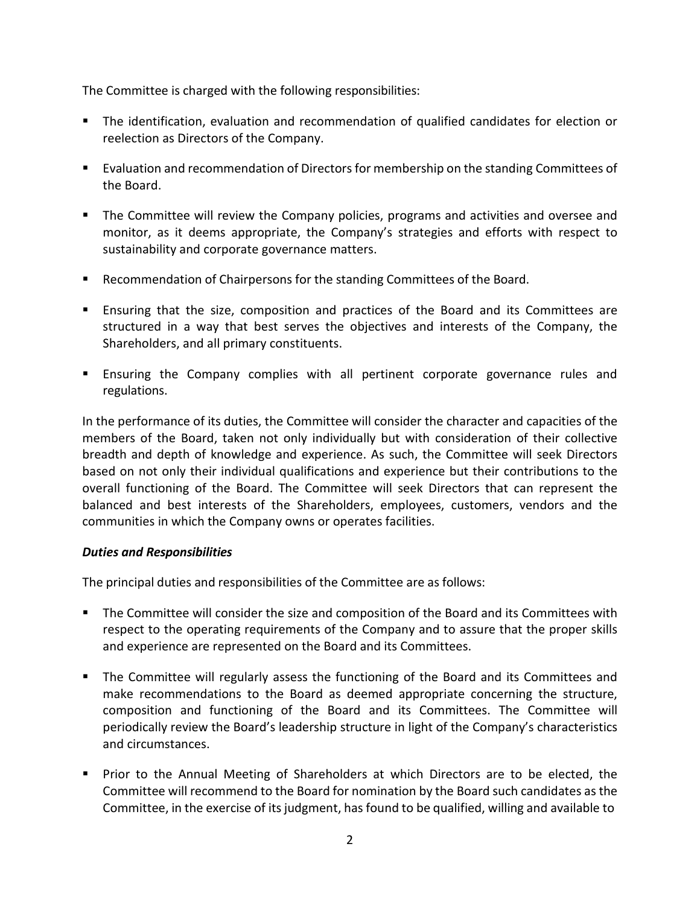The Committee is charged with the following responsibilities:

- The identification, evaluation and recommendation of qualified candidates for election or reelection as Directors of the Company.
- Evaluation and recommendation of Directors for membership on the standing Committees of the Board.
- The Committee will review the Company policies, programs and activities and oversee and monitor, as it deems appropriate, the Company's strategies and efforts with respect to sustainability and corporate governance matters.
- Recommendation of Chairpersons for the standing Committees of the Board.
- Ensuring that the size, composition and practices of the Board and its Committees are structured in a way that best serves the objectives and interests of the Company, the Shareholders, and all primary constituents.
- Ensuring the Company complies with all pertinent corporate governance rules and regulations.

In the performance of its duties, the Committee will consider the character and capacities of the members of the Board, taken not only individually but with consideration of their collective breadth and depth of knowledge and experience. As such, the Committee will seek Directors based on not only their individual qualifications and experience but their contributions to the overall functioning of the Board. The Committee will seek Directors that can represent the balanced and best interests of the Shareholders, employees, customers, vendors and the communities in which the Company owns or operates facilities.

***Duties and Responsibilities***

The principal duties and responsibilities of the Committee are as follows:

- The Committee will consider the size and composition of the Board and its Committees with respect to the operating requirements of the Company and to assure that the proper skills and experience are represented on the Board and its Committees.
- The Committee will regularly assess the functioning of the Board and its Committees and make recommendations to the Board as deemed appropriate concerning the structure, composition and functioning of the Board and its Committees. The Committee will periodically review the Board's leadership structure in light of the Company's characteristics and circumstances.
- Prior to the Annual Meeting of Shareholders at which Directors are to be elected, the Committee will recommend to the Board for nomination by the Board such candidates as the Committee, in the exercise of its judgment, has found to be qualified, willing and available to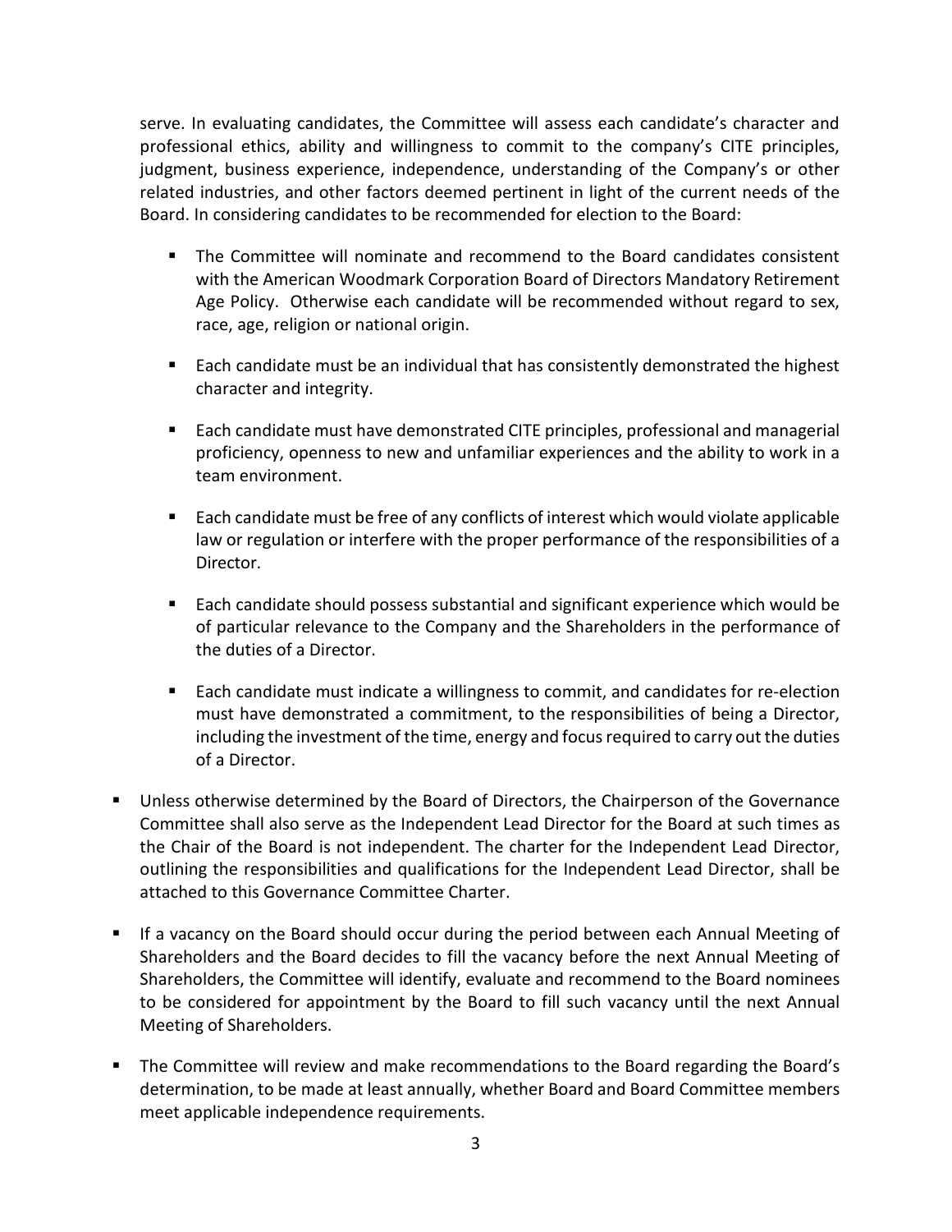serve. In evaluating candidates, the Committee will assess each candidate's character and professional ethics, ability and willingness to commit to the company's CITE principles, judgment, business experience, independence, understanding of the Company's or other related industries, and other factors deemed pertinent in light of the current needs of the Board. In considering candidates to be recommended for election to the Board:

- The Committee will nominate and recommend to the Board candidates consistent with the American Woodmark Corporation Board of Directors Mandatory Retirement Age Policy. Otherwise each candidate will be recommended without regard to sex, race, age, religion or national origin.

- Each candidate must be an individual that has consistently demonstrated the highest character and integrity.

- Each candidate must have demonstrated CITE principles, professional and managerial proficiency, openness to new and unfamiliar experiences and the ability to work in a team environment.

- Each candidate must be free of any conflicts of interest which would violate applicable law or regulation or interfere with the proper performance of the responsibilities of a Director.

- Each candidate should possess substantial and significant experience which would be of particular relevance to the Company and the Shareholders in the performance of the duties of a Director.

- Each candidate must indicate a willingness to commit, and candidates for re-election must have demonstrated a commitment, to the responsibilities of being a Director, including the investment of the time, energy and focus required to carry out the duties of a Director.

- Unless otherwise determined by the Board of Directors, the Chairperson of the Governance Committee shall also serve as the Independent Lead Director for the Board at such times as the Chair of the Board is not independent. The charter for the Independent Lead Director, outlining the responsibilities and qualifications for the Independent Lead Director, shall be attached to this Governance Committee Charter.

- If a vacancy on the Board should occur during the period between each Annual Meeting of Shareholders and the Board decides to fill the vacancy before the next Annual Meeting of Shareholders, the Committee will identify, evaluate and recommend to the Board nominees to be considered for appointment by the Board to fill such vacancy until the next Annual Meeting of Shareholders.

- The Committee will review and make recommendations to the Board regarding the Board's determination, to be made at least annually, whether Board and Board Committee members meet applicable independence requirements.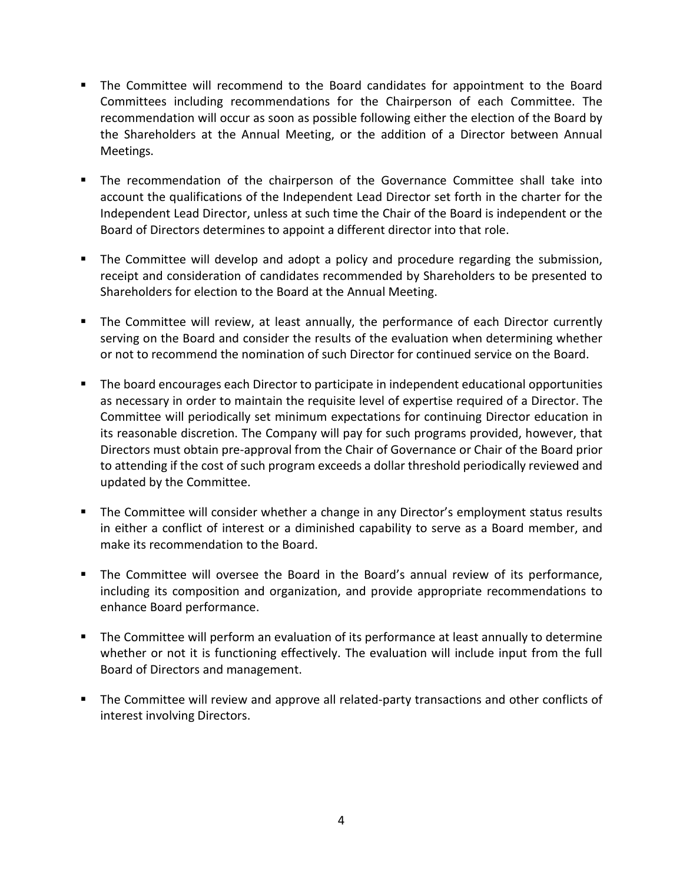- The Committee will recommend to the Board candidates for appointment to the Board Committees including recommendations for the Chairperson of each Committee. The recommendation will occur as soon as possible following either the election of the Board by the Shareholders at the Annual Meeting, or the addition of a Director between Annual Meetings.
- The recommendation of the chairperson of the Governance Committee shall take into account the qualifications of the Independent Lead Director set forth in the charter for the Independent Lead Director, unless at such time the Chair of the Board is independent or the Board of Directors determines to appoint a different director into that role.
- The Committee will develop and adopt a policy and procedure regarding the submission, receipt and consideration of candidates recommended by Shareholders to be presented to Shareholders for election to the Board at the Annual Meeting.
- The Committee will review, at least annually, the performance of each Director currently serving on the Board and consider the results of the evaluation when determining whether or not to recommend the nomination of such Director for continued service on the Board.
- The board encourages each Director to participate in independent educational opportunities as necessary in order to maintain the requisite level of expertise required of a Director. The Committee will periodically set minimum expectations for continuing Director education in its reasonable discretion. The Company will pay for such programs provided, however, that Directors must obtain pre-approval from the Chair of Governance or Chair of the Board prior to attending if the cost of such program exceeds a dollar threshold periodically reviewed and updated by the Committee.
- The Committee will consider whether a change in any Director's employment status results in either a conflict of interest or a diminished capability to serve as a Board member, and make its recommendation to the Board.
- The Committee will oversee the Board in the Board's annual review of its performance, including its composition and organization, and provide appropriate recommendations to enhance Board performance.
- The Committee will perform an evaluation of its performance at least annually to determine whether or not it is functioning effectively. The evaluation will include input from the full Board of Directors and management.
- The Committee will review and approve all related-party transactions and other conflicts of interest involving Directors.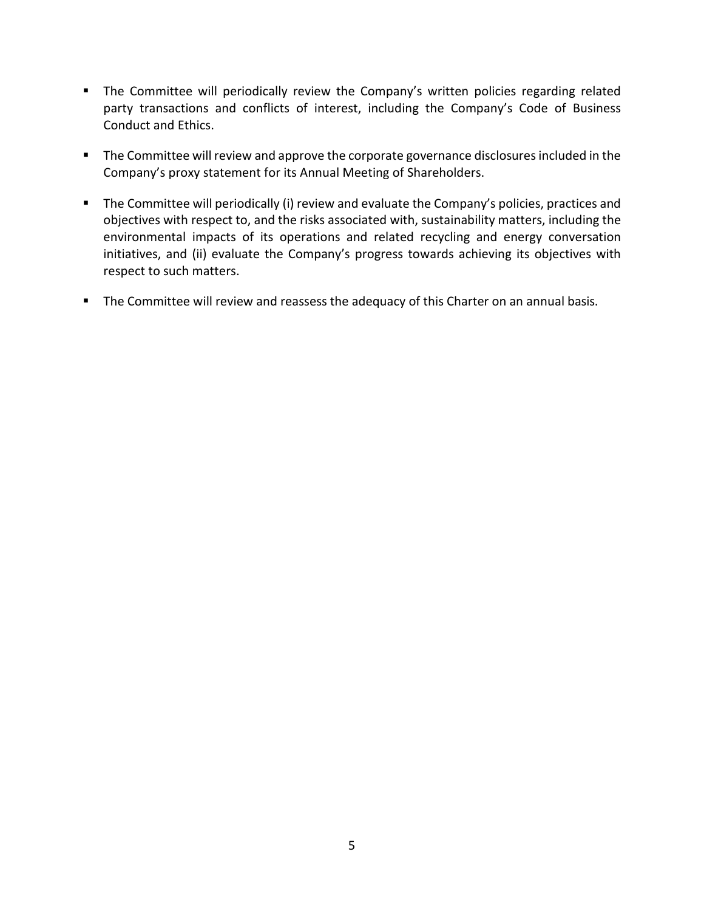- The Committee will periodically review the Company's written policies regarding related party transactions and conflicts of interest, including the Company's Code of Business Conduct and Ethics.
- The Committee will review and approve the corporate governance disclosures included in the Company's proxy statement for its Annual Meeting of Shareholders.
- The Committee will periodically (i) review and evaluate the Company's policies, practices and objectives with respect to, and the risks associated with, sustainability matters, including the environmental impacts of its operations and related recycling and energy conversation initiatives, and (ii) evaluate the Company's progress towards achieving its objectives with respect to such matters.
- The Committee will review and reassess the adequacy of this Charter on an annual basis.